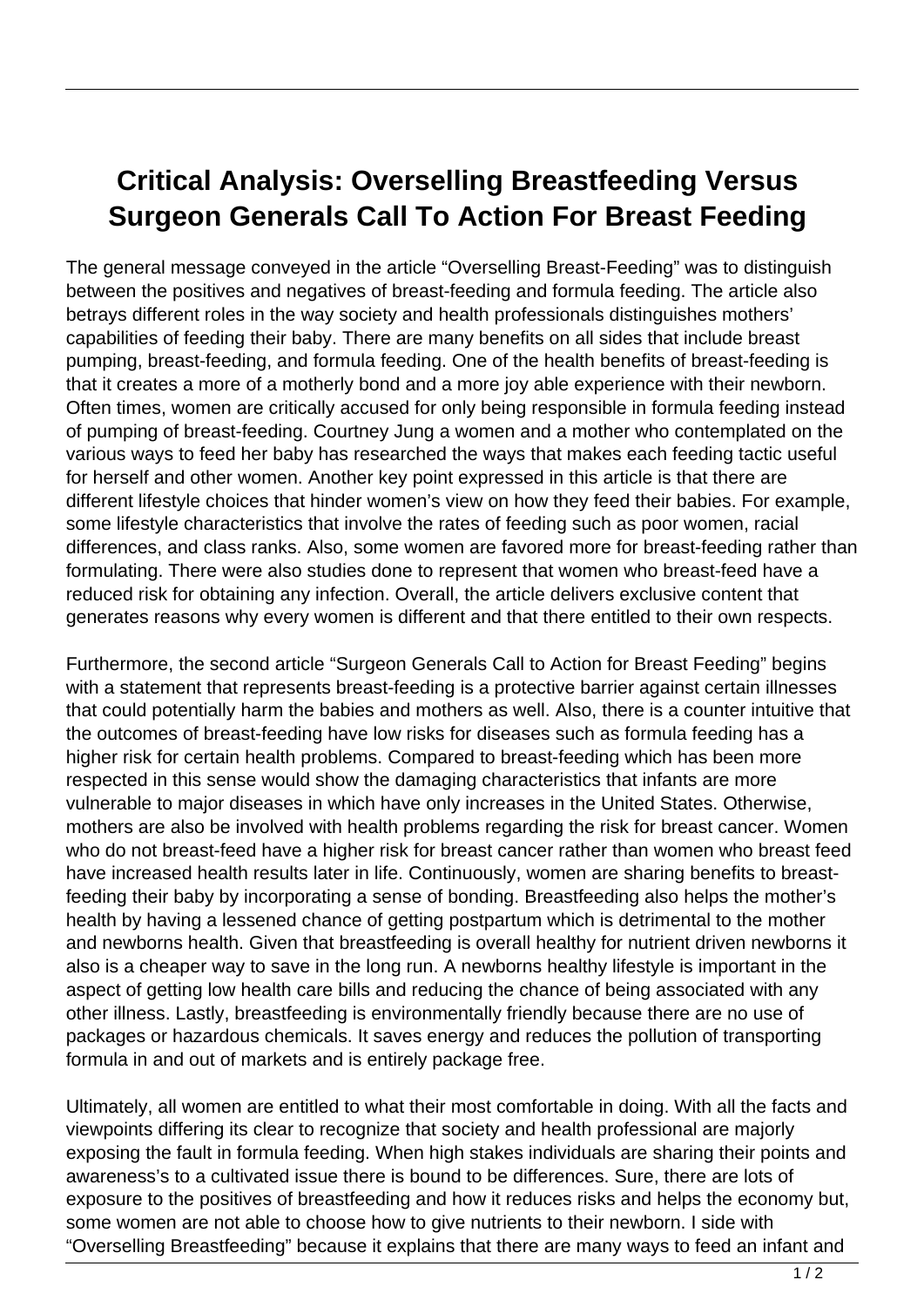# Critical Analysis: Overselling Breastfeeding Versus Surgeon Generals Call To Action For Breast Feeding

The general message conveyed in the article "Overselling Breast-Feeding" was to distinguish between the positives and negatives of breast-feeding and formula feeding. The article also betrays different roles in the way society and health professionals distinguishes mothers' capabilities of feeding their baby. There are many benefits on all sides that include breast pumping, breast-feeding, and formula feeding. One of the health benefits of breast-feeding is that it creates a more of a motherly bond and a more joy able experience with their newborn. Often times, women are critically accused for only being responsible in formula feeding instead of pumping of breast-feeding. Courtney Jung a women and a mother who contemplated on the various ways to feed her baby has researched the ways that makes each feeding tactic useful for herself and other women. Another key point expressed in this article is that there are different lifestyle choices that hinder women's view on how they feed their babies. For example, some lifestyle characteristics that involve the rates of feeding such as poor women, racial differences, and class ranks. Also, some women are favored more for breast-feeding rather than formulating. There were also studies done to represent that women who breast-feed have a reduced risk for obtaining any infection. Overall, the article delivers exclusive content that generates reasons why every women is different and that there entitled to their own respects.

Furthermore, the second article "Surgeon Generals Call to Action for Breast Feeding" begins with a statement that represents breast-feeding is a protective barrier against certain illnesses that could potentially harm the babies and mothers as well. Also, there is a counter intuitive that the outcomes of breast-feeding have low risks for diseases such as formula feeding has a higher risk for certain health problems. Compared to breast-feeding which has been more respected in this sense would show the damaging characteristics that infants are more vulnerable to major diseases in which have only increases in the United States. Otherwise, mothers are also be involved with health problems regarding the risk for breast cancer. Women who do not breast-feed have a higher risk for breast cancer rather than women who breast feed have increased health results later in life. Continuously, women are sharing benefits to breast-feeding their baby by incorporating a sense of bonding. Breastfeeding also helps the mother's health by having a lessened chance of getting postpartum which is detrimental to the mother and newborns health. Given that breastfeeding is overall healthy for nutrient driven newborns it also is a cheaper way to save in the long run. A newborns healthy lifestyle is important in the aspect of getting low health care bills and reducing the chance of being associated with any other illness. Lastly, breastfeeding is environmentally friendly because there are no use of packages or hazardous chemicals. It saves energy and reduces the pollution of transporting formula in and out of markets and is entirely package free.

Ultimately, all women are entitled to what their most comfortable in doing. With all the facts and viewpoints differing its clear to recognize that society and health professional are majorly exposing the fault in formula feeding. When high stakes individuals are sharing their points and awareness's to a cultivated issue there is bound to be differences. Sure, there are lots of exposure to the positives of breastfeeding and how it reduces risks and helps the economy but, some women are not able to choose how to give nutrients to their newborn. I side with "Overselling Breastfeeding" because it explains that there are many ways to feed an infant and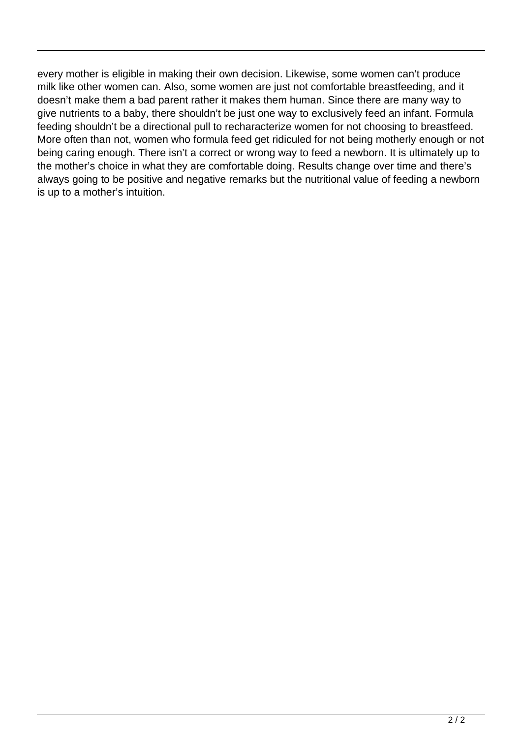every mother is eligible in making their own decision. Likewise, some women can't produce milk like other women can. Also, some women are just not comfortable breastfeeding, and it doesn't make them a bad parent rather it makes them human. Since there are many way to give nutrients to a baby, there shouldn't be just one way to exclusively feed an infant. Formula feeding shouldn't be a directional pull to recharacterize women for not choosing to breastfeed. More often than not, women who formula feed get ridiculed for not being motherly enough or not being caring enough. There isn't a correct or wrong way to feed a newborn. It is ultimately up to the mother's choice in what they are comfortable doing. Results change over time and there's always going to be positive and negative remarks but the nutritional value of feeding a newborn is up to a mother's intuition.